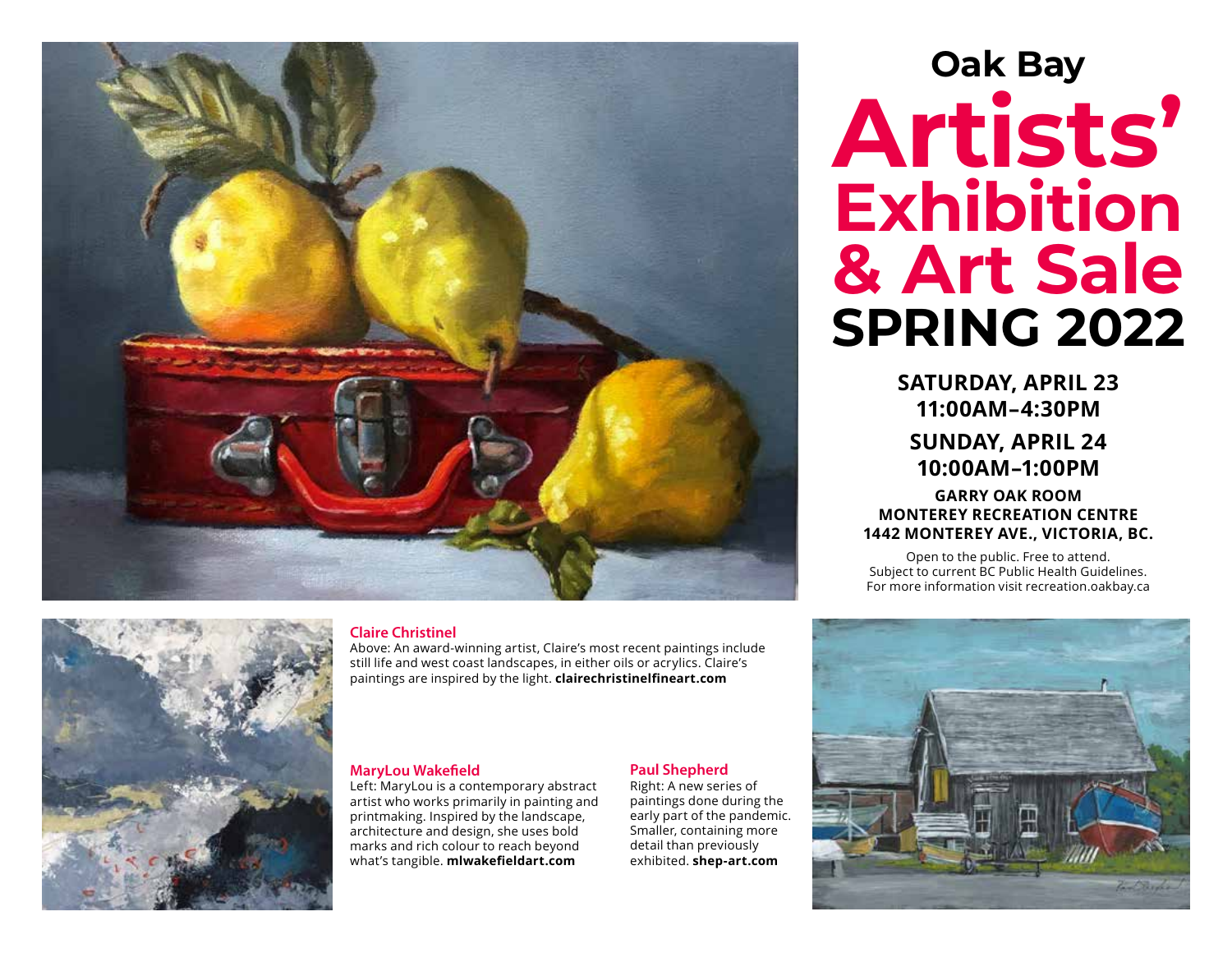# Oak Bay Artists' Exhibition & Art Sale SPRING 2022

**SATURDAY, APRIL 23**
**11:00AM–4:30PM**

**SUNDAY, APRIL 24**
**10:00AM–1:00PM**

**GARRY OAK ROOM**
**MONTEREY RECREATION CENTRE**
**1442 MONTEREY AVE., VICTORIA, BC.**

Open to the public. Free to attend.
Subject to current BC Public Health Guidelines.
For more information visit recreation.oakbay.ca

### Claire Christinel

Above: An award-winning artist, Claire's most recent paintings include still life and west coast landscapes, in either oils or acrylics. Claire's paintings are inspired by the light. **clairechristinelfineart.com**

### MaryLou Wakefield

Left: MaryLou is a contemporary abstract artist who works primarily in painting and printmaking. Inspired by the landscape, architecture and design, she uses bold marks and rich colour to reach beyond what's tangible. **mlwakefieldart.com**

### Paul Shepherd

Right: A new series of paintings done during the early part of the pandemic. Smaller, containing more detail than previously exhibited. **shep-art.com**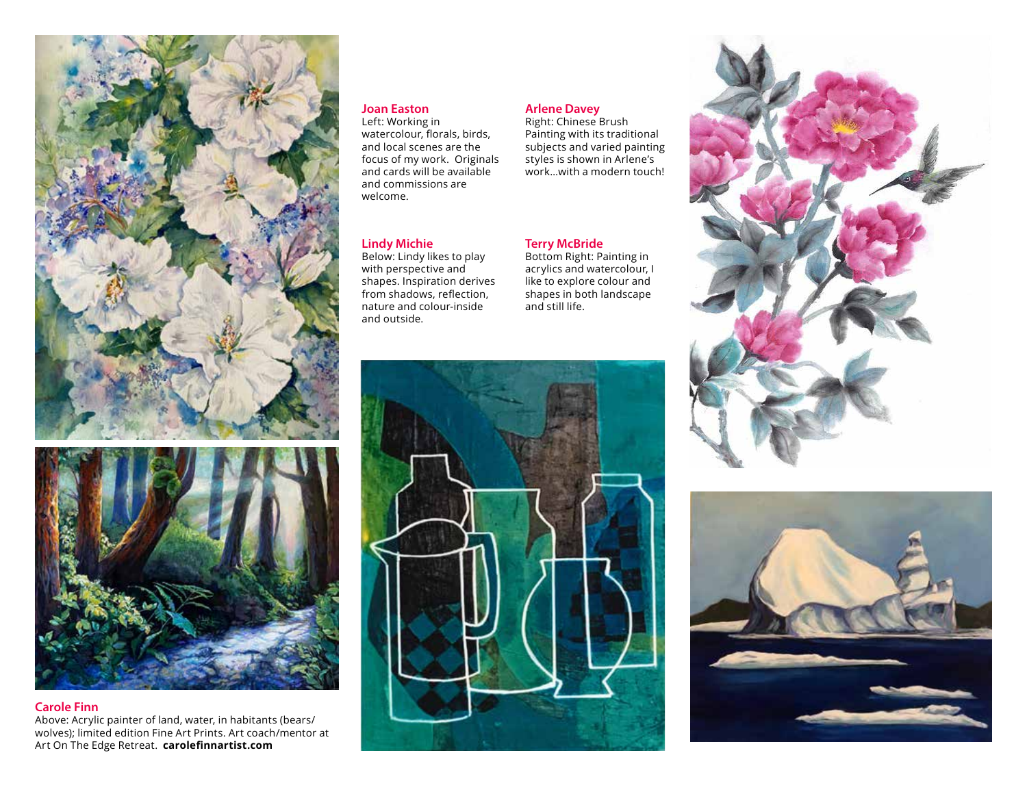## Joan Easton

Left: Working in watercolour, florals, birds, and local scenes are the focus of my work. Originals and cards will be available and commissions are welcome.

## Arlene Davey

Right: Chinese Brush Painting with its traditional subjects and varied painting styles is shown in Arlene's work...with a modern touch!

## Lindy Michie

Below: Lindy likes to play with perspective and shapes. Inspiration derives from shadows, reflection, nature and colour-inside and outside.

## Terry McBride

Bottom Right: Painting in acrylics and watercolour, I like to explore colour and shapes in both landscape and still life.

## Carole Finn

Above: Acrylic painter of land, water, in habitants (bears/ wolves); limited edition Fine Art Prints. Art coach/mentor at Art On The Edge Retreat. **carolefinnartist.com**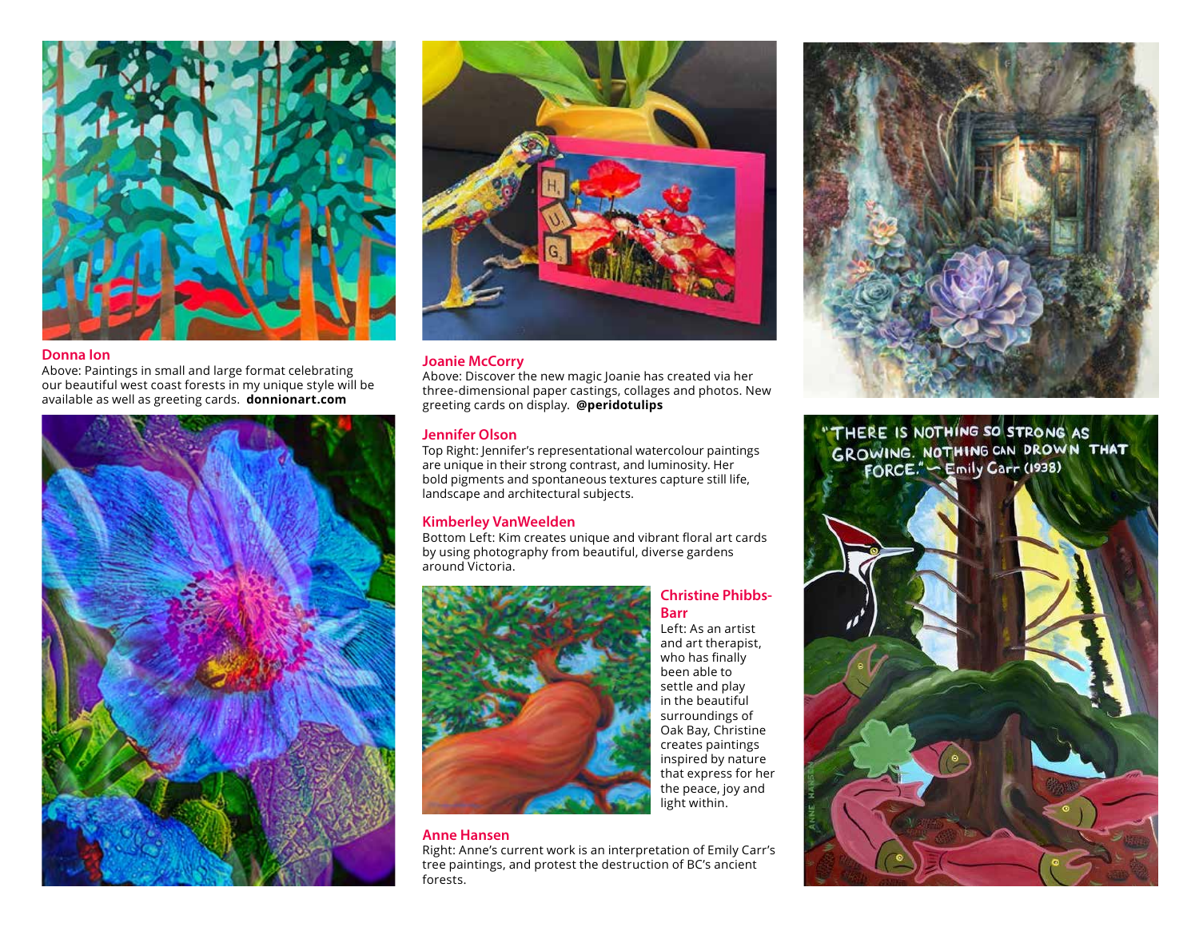## Donna Ion

Above: Paintings in small and large format celebrating our beautiful west coast forests in my unique style will be available as well as greeting cards. **donnionart.com**

## Joanie McCorry

Above: Discover the new magic Joanie has created via her three-dimensional paper castings, collages and photos. New greeting cards on display. **@peridotulips**

## Jennifer Olson

Top Right: Jennifer's representational watercolour paintings are unique in their strong contrast, and luminosity. Her bold pigments and spontaneous textures capture still life, landscape and architectural subjects.

## Kimberley VanWeelden

Bottom Left: Kim creates unique and vibrant floral art cards by using photography from beautiful, diverse gardens around Victoria.

## Christine Phibbs-Barr

Left: As an artist and art therapist, who has finally been able to settle and play in the beautiful surroundings of Oak Bay, Christine creates paintings inspired by nature that express for her the peace, joy and light within.

## Anne Hansen

Right: Anne's current work is an interpretation of Emily Carr's tree paintings, and protest the destruction of BC's ancient forests.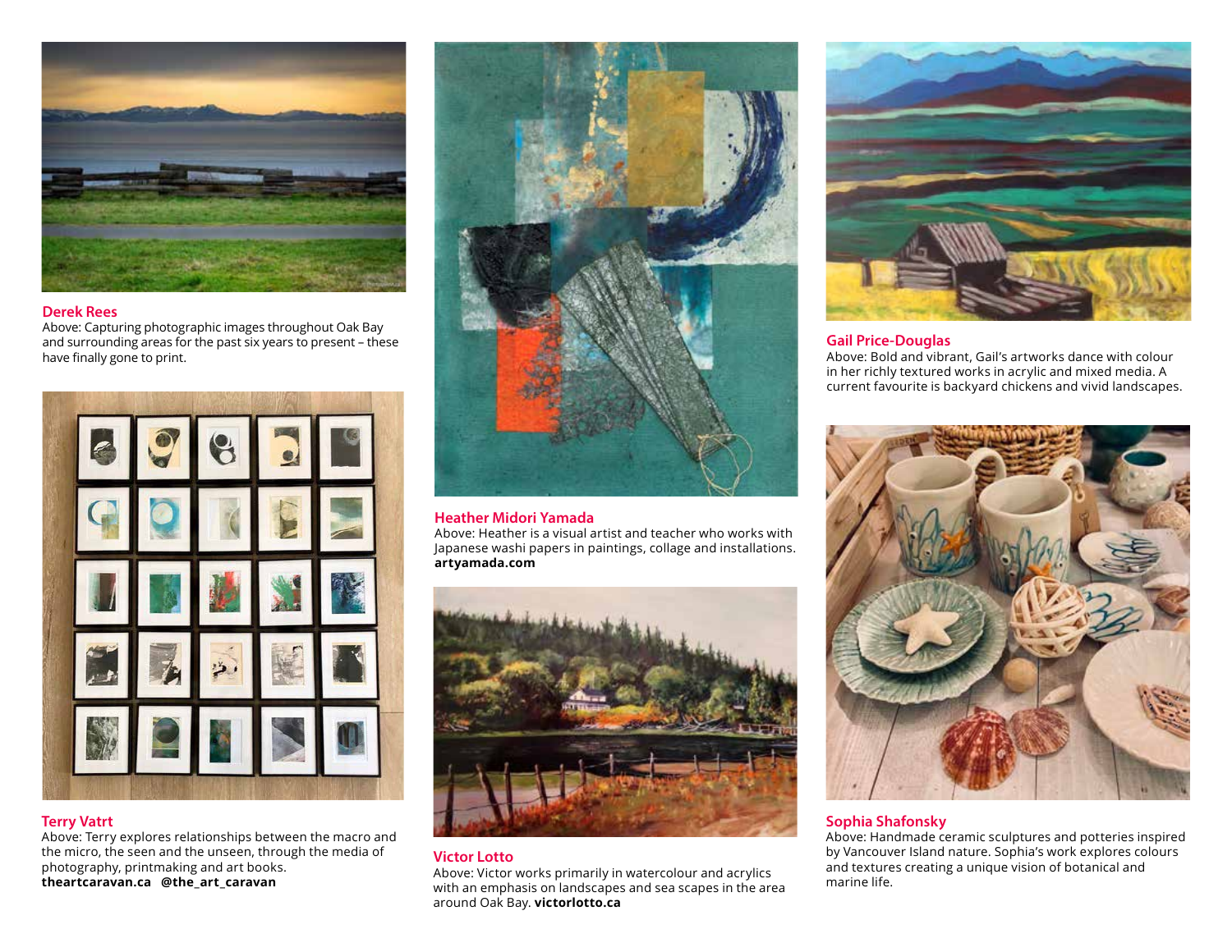**Derek Rees**

Above: Capturing photographic images throughout Oak Bay and surrounding areas for the past six years to present – these have finally gone to print.

**Terry Vatrt**

Above: Terry explores relationships between the macro and the micro, the seen and the unseen, through the media of photography, printmaking and art books.
**theartcaravan.ca  @the_art_caravan**

**Heather Midori Yamada**

Above: Heather is a visual artist and teacher who works with Japanese washi papers in paintings, collage and installations.
**artyamada.com**

**Victor Lotto**

Above: Victor works primarily in watercolour and acrylics with an emphasis on landscapes and sea scapes in the area around Oak Bay. **victorlotto.ca**

**Gail Price-Douglas**

Above: Bold and vibrant, Gail's artworks dance with colour in her richly textured works in acrylic and mixed media. A current favourite is backyard chickens and vivid landscapes.

**Sophia Shafonsky**

Above: Handmade ceramic sculptures and potteries inspired by Vancouver Island nature. Sophia's work explores colours and textures creating a unique vision of botanical and marine life.